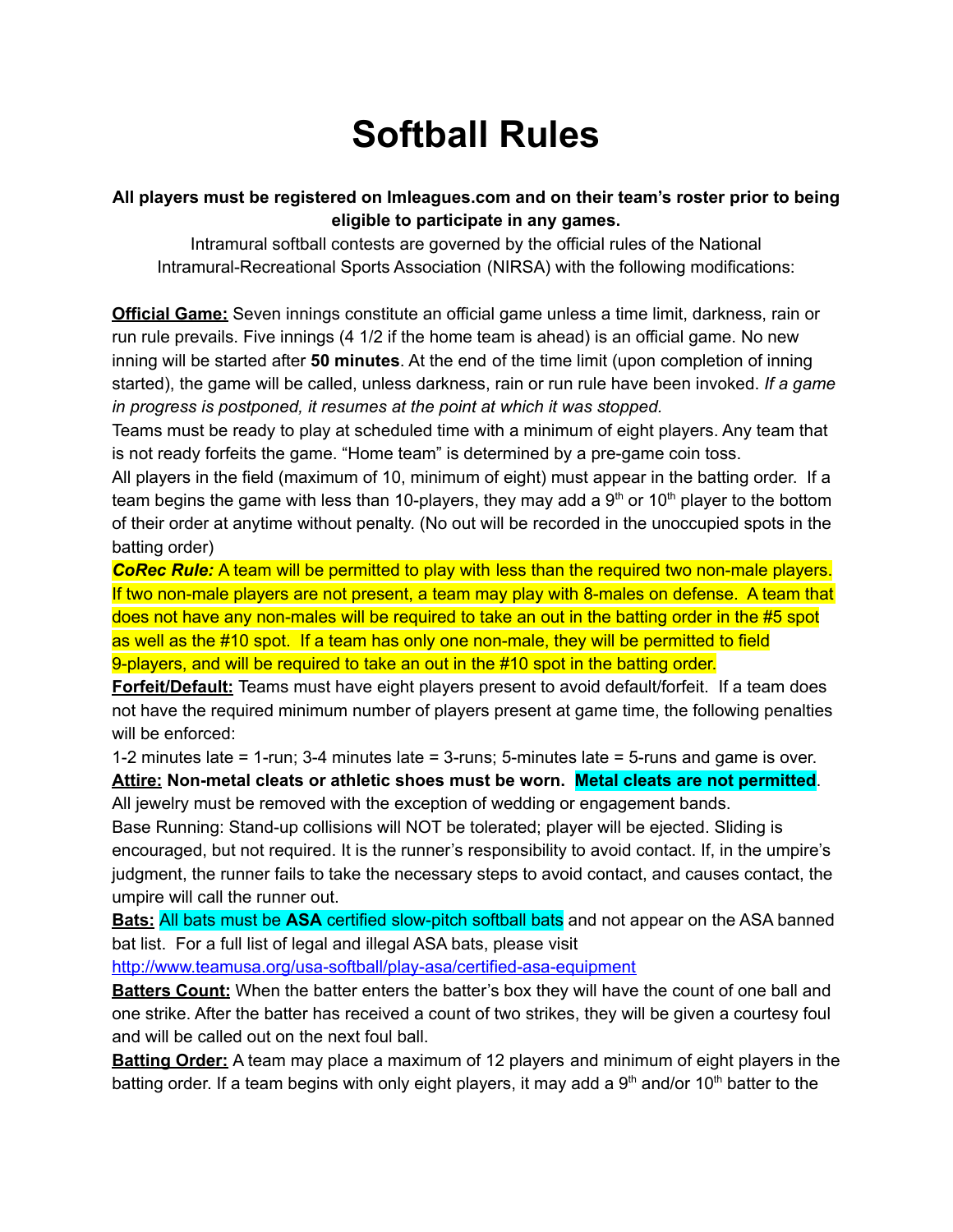# Softball Rules

**All players must be registered on Imleagues.com and on their team's roster prior to being eligible to participate in any games.**

Intramural softball contests are governed by the official rules of the National Intramural-Recreational Sports Association (NIRSA) with the following modifications:

**Official Game:** Seven innings constitute an official game unless a time limit, darkness, rain or run rule prevails. Five innings (4 1/2 if the home team is ahead) is an official game. No new inning will be started after **50 minutes**. At the end of the time limit (upon completion of inning started), the game will be called, unless darkness, rain or run rule have been invoked. *If a game in progress is postponed, it resumes at the point at which it was stopped.*

Teams must be ready to play at scheduled time with a minimum of eight players. Any team that is not ready forfeits the game. "Home team" is determined by a pre-game coin toss.

All players in the field (maximum of 10, minimum of eight) must appear in the batting order. If a team begins the game with less than 10-players, they may add a 9th or 10th player to the bottom of their order at anytime without penalty. (No out will be recorded in the unoccupied spots in the batting order)

***CoRec Rule:*** A team will be permitted to play with less than the required two non-male players. If two non-male players are not present, a team may play with 8-males on defense. A team that does not have any non-males will be required to take an out in the batting order in the #5 spot as well as the #10 spot. If a team has only one non-male, they will be permitted to field 9-players, and will be required to take an out in the #10 spot in the batting order.

**Forfeit/Default:** Teams must have eight players present to avoid default/forfeit. If a team does not have the required minimum number of players present at game time, the following penalties will be enforced:

1-2 minutes late = 1-run; 3-4 minutes late = 3-runs; 5-minutes late = 5-runs and game is over.

**Attire:** **Non-metal cleats or athletic shoes must be worn. Metal cleats are not permitted**. All jewelry must be removed with the exception of wedding or engagement bands.

Base Running: Stand-up collisions will NOT be tolerated; player will be ejected. Sliding is encouraged, but not required. It is the runner's responsibility to avoid contact. If, in the umpire's judgment, the runner fails to take the necessary steps to avoid contact, and causes contact, the umpire will call the runner out.

**Bats:** All bats must be **ASA** certified slow-pitch softball bats and not appear on the ASA banned bat list. For a full list of legal and illegal ASA bats, please visit [http://www.teamusa.org/usa-softball/play-asa/certified-asa-equipment](http://www.teamusa.org/usa-softball/play-asa/certified-asa-equipment)

**Batters Count:** When the batter enters the batter's box they will have the count of one ball and one strike. After the batter has received a count of two strikes, they will be given a courtesy foul and will be called out on the next foul ball.

**Batting Order:** A team may place a maximum of 12 players and minimum of eight players in the batting order. If a team begins with only eight players, it may add a 9th and/or 10th batter to the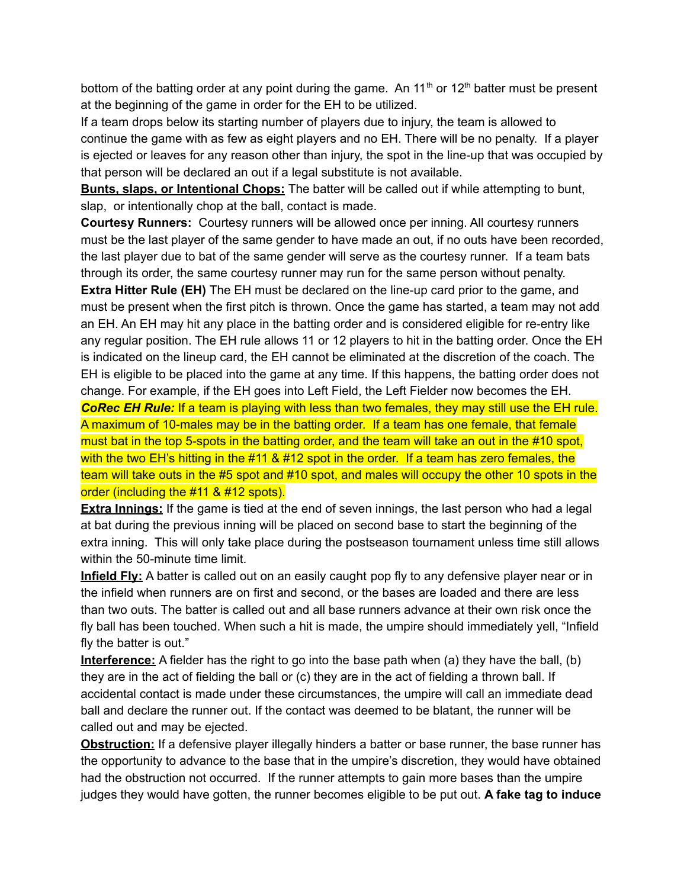bottom of the batting order at any point during the game. An 11th or 12th batter must be present at the beginning of the game in order for the EH to be utilized.

If a team drops below its starting number of players due to injury, the team is allowed to continue the game with as few as eight players and no EH. There will be no penalty. If a player is ejected or leaves for any reason other than injury, the spot in the line-up that was occupied by that person will be declared an out if a legal substitute is not available.

**Bunts, slaps, or Intentional Chops:** The batter will be called out if while attempting to bunt, slap, or intentionally chop at the ball, contact is made.

**Courtesy Runners:** Courtesy runners will be allowed once per inning. All courtesy runners must be the last player of the same gender to have made an out, if no outs have been recorded, the last player due to bat of the same gender will serve as the courtesy runner. If a team bats through its order, the same courtesy runner may run for the same person without penalty.

**Extra Hitter Rule (EH)** The EH must be declared on the line-up card prior to the game, and must be present when the first pitch is thrown. Once the game has started, a team may not add an EH. An EH may hit any place in the batting order and is considered eligible for re-entry like any regular position. The EH rule allows 11 or 12 players to hit in the batting order. Once the EH is indicated on the lineup card, the EH cannot be eliminated at the discretion of the coach. The EH is eligible to be placed into the game at any time. If this happens, the batting order does not change. For example, if the EH goes into Left Field, the Left Fielder now becomes the EH.

***CoRec EH Rule:*** If a team is playing with less than two females, they may still use the EH rule. A maximum of 10-males may be in the batting order. If a team has one female, that female must bat in the top 5-spots in the batting order, and the team will take an out in the #10 spot, with the two EH's hitting in the #11 & #12 spot in the order. If a team has zero females, the team will take outs in the #5 spot and #10 spot, and males will occupy the other 10 spots in the order (including the #11 & #12 spots).

**Extra Innings:** If the game is tied at the end of seven innings, the last person who had a legal at bat during the previous inning will be placed on second base to start the beginning of the extra inning. This will only take place during the postseason tournament unless time still allows within the 50-minute time limit.

**Infield Fly:** A batter is called out on an easily caught pop fly to any defensive player near or in the infield when runners are on first and second, or the bases are loaded and there are less than two outs. The batter is called out and all base runners advance at their own risk once the fly ball has been touched. When such a hit is made, the umpire should immediately yell, "Infield fly the batter is out."

**Interference:** A fielder has the right to go into the base path when (a) they have the ball, (b) they are in the act of fielding the ball or (c) they are in the act of fielding a thrown ball. If accidental contact is made under these circumstances, the umpire will call an immediate dead ball and declare the runner out. If the contact was deemed to be blatant, the runner will be called out and may be ejected.

**Obstruction:** If a defensive player illegally hinders a batter or base runner, the base runner has the opportunity to advance to the base that in the umpire's discretion, they would have obtained had the obstruction not occurred. If the runner attempts to gain more bases than the umpire judges they would have gotten, the runner becomes eligible to be put out. **A fake tag to induce**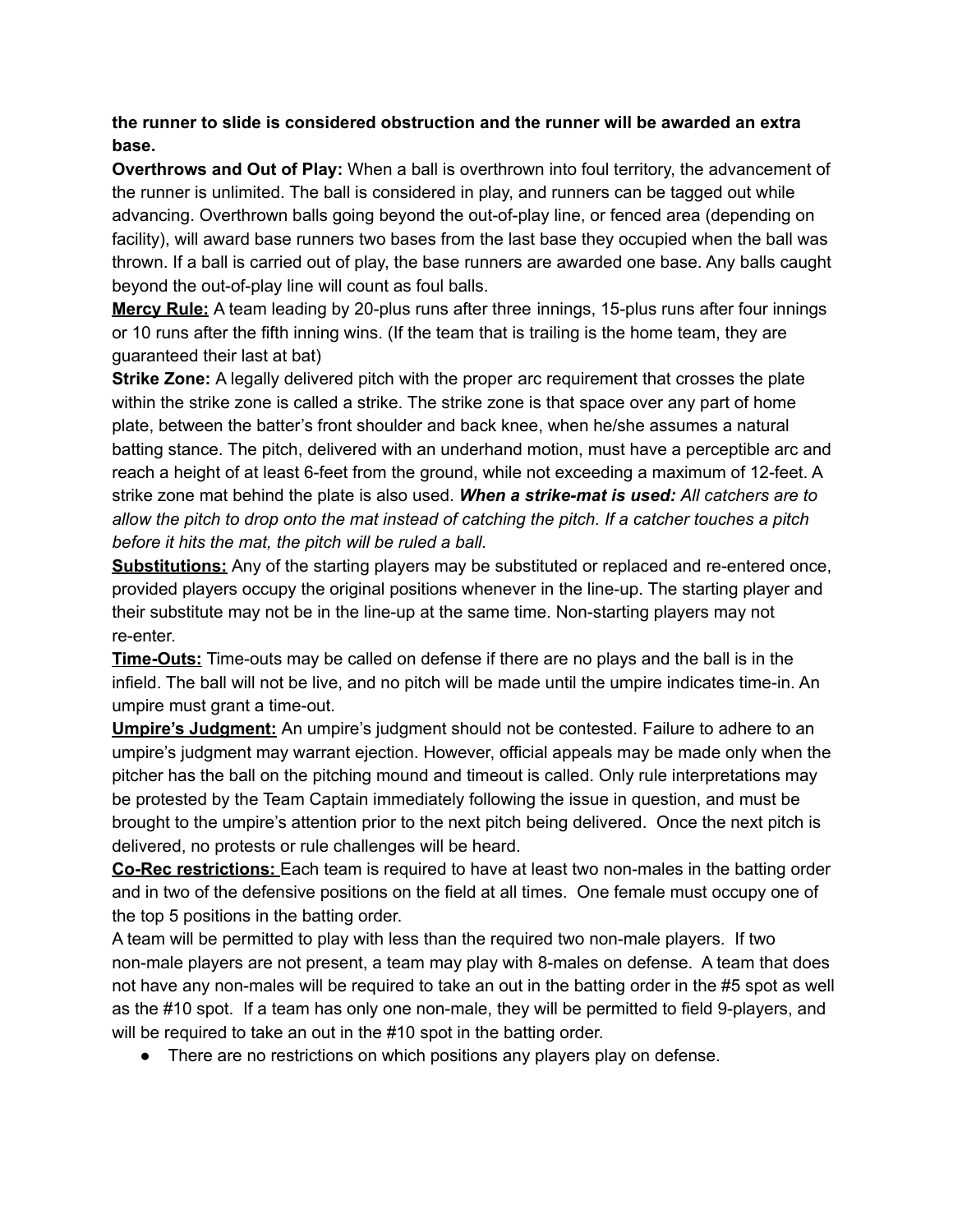**the runner to slide is considered obstruction and the runner will be awarded an extra base.**

**Overthrows and Out of Play:** When a ball is overthrown into foul territory, the advancement of the runner is unlimited. The ball is considered in play, and runners can be tagged out while advancing. Overthrown balls going beyond the out-of-play line, or fenced area (depending on facility), will award base runners two bases from the last base they occupied when the ball was thrown. If a ball is carried out of play, the base runners are awarded one base. Any balls caught beyond the out-of-play line will count as foul balls.

**<u>Mercy Rule:</u>** A team leading by 20-plus runs after three innings, 15-plus runs after four innings or 10 runs after the fifth inning wins. (If the team that is trailing is the home team, they are guaranteed their last at bat)

**Strike Zone:** A legally delivered pitch with the proper arc requirement that crosses the plate within the strike zone is called a strike. The strike zone is that space over any part of home plate, between the batter's front shoulder and back knee, when he/she assumes a natural batting stance. The pitch, delivered with an underhand motion, must have a perceptible arc and reach a height of at least 6-feet from the ground, while not exceeding a maximum of 12-feet. A strike zone mat behind the plate is also used. ***When a strike-mat is used:*** *All catchers are to allow the pitch to drop onto the mat instead of catching the pitch. If a catcher touches a pitch before it hits the mat, the pitch will be ruled a ball.*

**<u>Substitutions:</u>** Any of the starting players may be substituted or replaced and re-entered once, provided players occupy the original positions whenever in the line-up. The starting player and their substitute may not be in the line-up at the same time. Non-starting players may not re-enter.

**<u>Time-Outs:</u>** Time-outs may be called on defense if there are no plays and the ball is in the infield. The ball will not be live, and no pitch will be made until the umpire indicates time-in. An umpire must grant a time-out.

**<u>Umpire's Judgment:</u>** An umpire's judgment should not be contested. Failure to adhere to an umpire's judgment may warrant ejection. However, official appeals may be made only when the pitcher has the ball on the pitching mound and timeout is called. Only rule interpretations may be protested by the Team Captain immediately following the issue in question, and must be brought to the umpire's attention prior to the next pitch being delivered. Once the next pitch is delivered, no protests or rule challenges will be heard.

**<u>Co-Rec restrictions:</u>** Each team is required to have at least two non-males in the batting order and in two of the defensive positions on the field at all times. One female must occupy one of the top 5 positions in the batting order.

A team will be permitted to play with less than the required two non-male players. If two non-male players are not present, a team may play with 8-males on defense. A team that does not have any non-males will be required to take an out in the batting order in the #5 spot as well as the #10 spot. If a team has only one non-male, they will be permitted to field 9-players, and will be required to take an out in the #10 spot in the batting order.

- There are no restrictions on which positions any players play on defense.